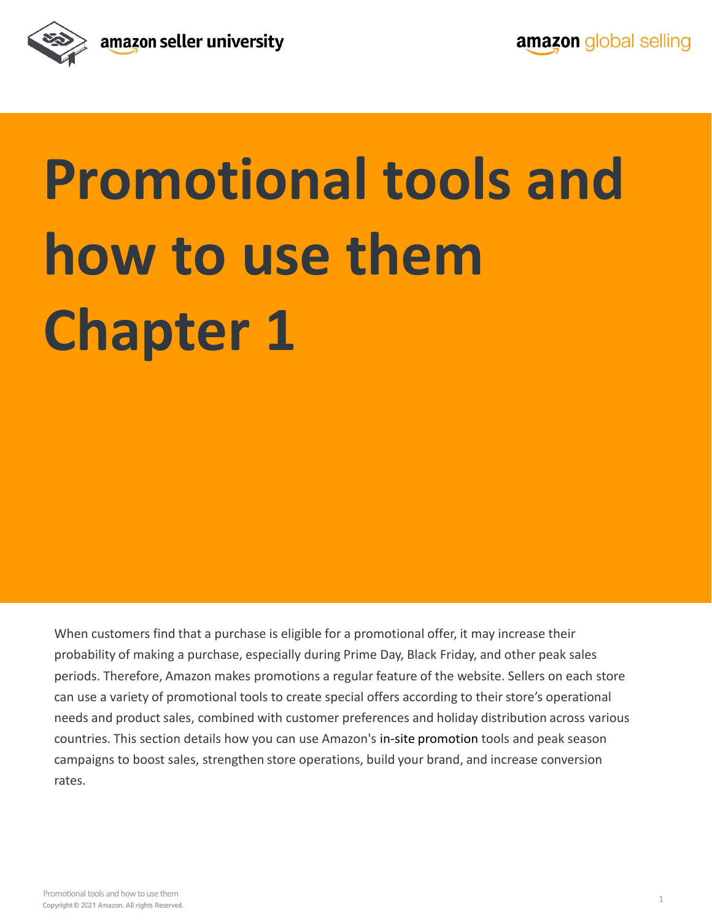# Promotional tools and how to use them Chapter 1

When customers find that a purchase is eligible for a promotional offer, it may increase their probability of making a purchase, especially during Prime Day, Black Friday, and other peak sales periods. Therefore, Amazon makes promotions a regular feature of the website. Sellers on each store can use a variety of promotional tools to create special offers according to their store's operational needs and product sales, combined with customer preferences and holiday distribution across various countries. This section details how you can use Amazon's in-site promotion tools and peak season campaigns to boost sales, strengthen store operations, build your brand, and increase conversion rates.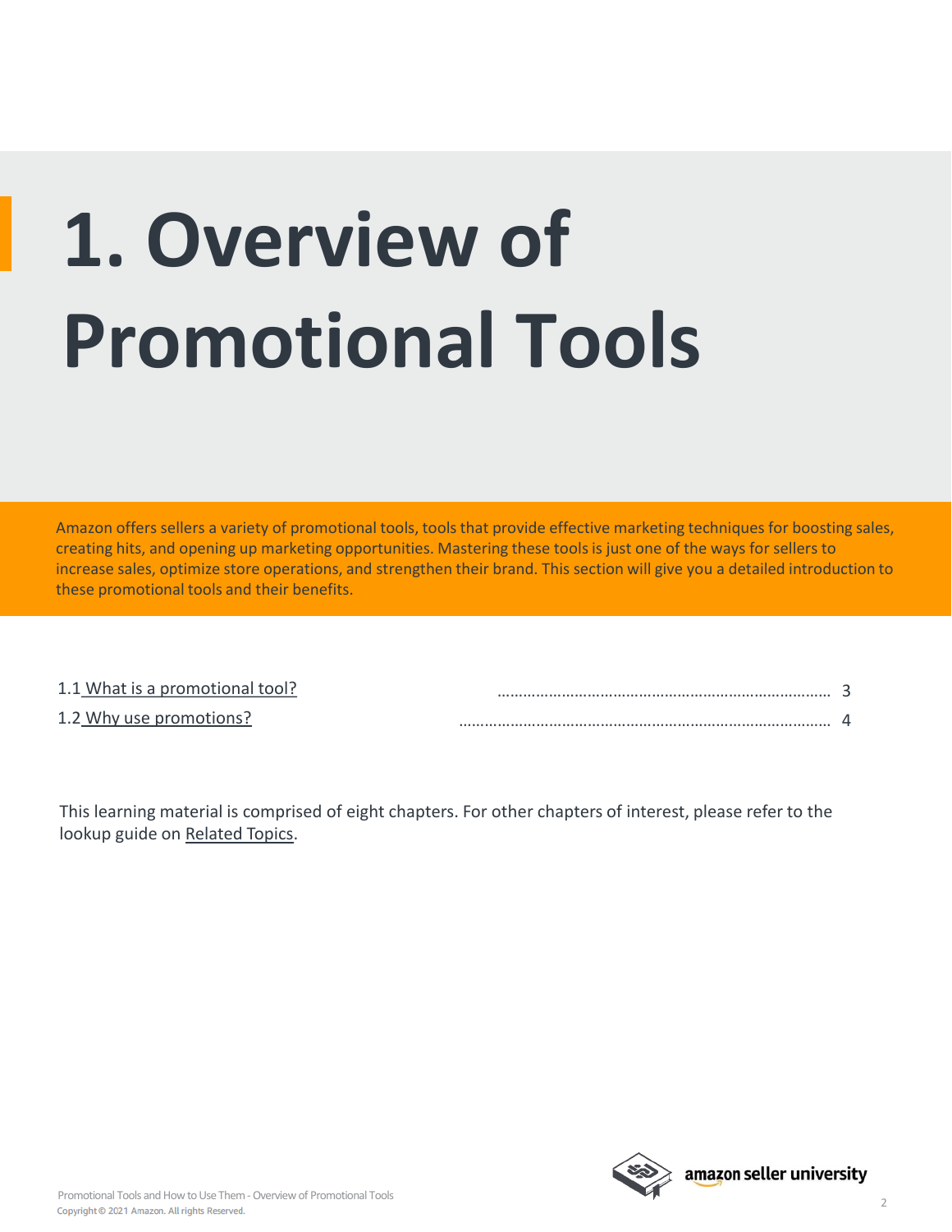# 1. Overview of Promotional Tools

Amazon offers sellers a variety of promotional tools, tools that provide effective marketing techniques for boosting sales, creating hits, and opening up marketing opportunities. Mastering these tools is just one of the ways for sellers to increase sales, optimize store operations, and strengthen their brand. This section will give you a detailed introduction to these promotional tools and their benefits.

1.1 What is a promotional tool? ........................................................................ 3

1.2 Why use promotions? ........................................................................ 4

This learning material is comprised of eight chapters. For other chapters of interest, please refer to the lookup guide on Related Topics.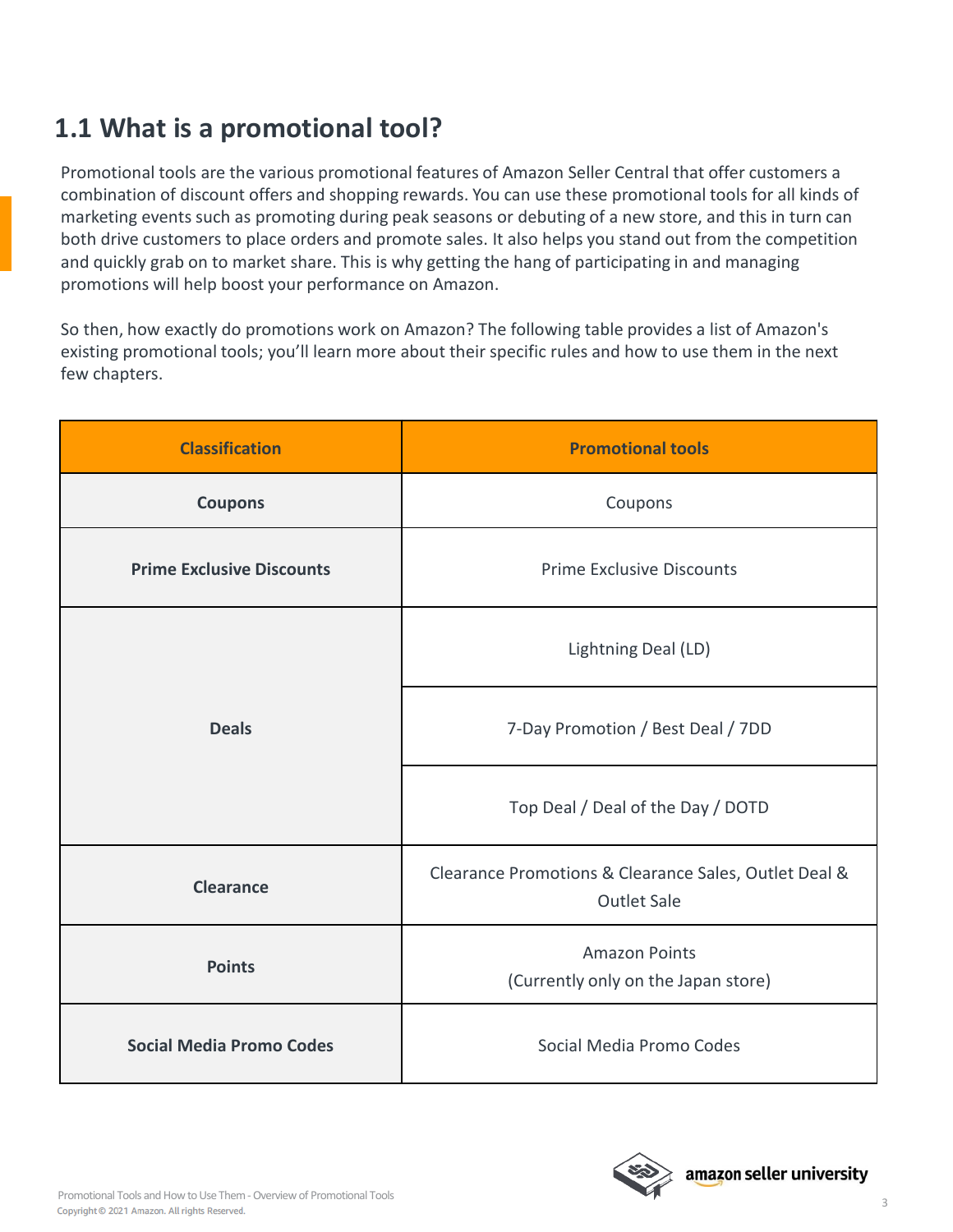## 1.1 What is a promotional tool?

Promotional tools are the various promotional features of Amazon Seller Central that offer customers a combination of discount offers and shopping rewards. You can use these promotional tools for all kinds of marketing events such as promoting during peak seasons or debuting of a new store, and this in turn can both drive customers to place orders and promote sales. It also helps you stand out from the competition and quickly grab on to market share. This is why getting the hang of participating in and managing promotions will help boost your performance on Amazon.

So then, how exactly do promotions work on Amazon? The following table provides a list of Amazon's existing promotional tools; you'll learn more about their specific rules and how to use them in the next few chapters.

| Classification | Promotional tools |
| --- | --- |
| **Coupons** | Coupons |
| **Prime Exclusive Discounts** | Prime Exclusive Discounts |
| **Deals** | Lightning Deal (LD) |
| | 7-Day Promotion / Best Deal / 7DD |
| | Top Deal / Deal of the Day / DOTD |
| **Clearance** | Clearance Promotions & Clearance Sales, Outlet Deal & Outlet Sale |
| **Points** | Amazon Points (Currently only on the Japan store) |
| **Social Media Promo Codes** | Social Media Promo Codes |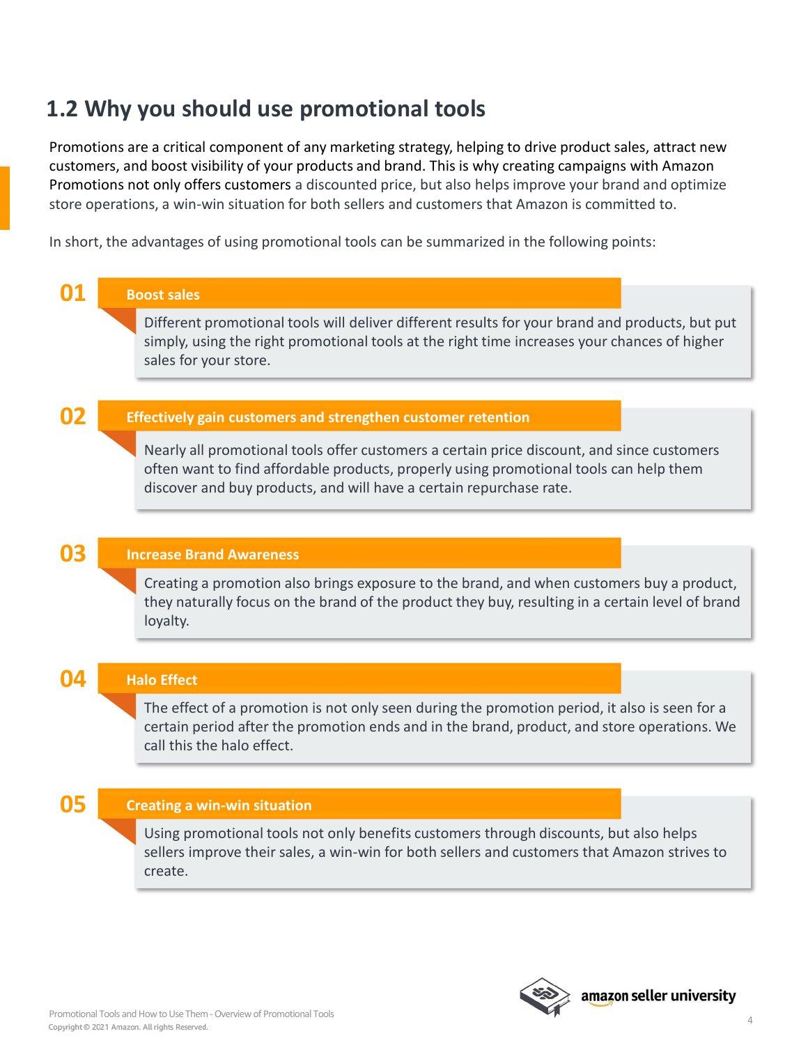## 1.2 Why you should use promotional tools

Promotions are a critical component of any marketing strategy, helping to drive product sales, attract new customers, and boost visibility of your products and brand. This is why creating campaigns with Amazon Promotions not only offers customers a discounted price, but also helps improve your brand and optimize store operations, a win-win situation for both sellers and customers that Amazon is committed to.

In short, the advantages of using promotional tools can be summarized in the following points:

**01 Boost sales**

Different promotional tools will deliver different results for your brand and products, but put simply, using the right promotional tools at the right time increases your chances of higher sales for your store.

**02 Effectively gain customers and strengthen customer retention**

Nearly all promotional tools offer customers a certain price discount, and since customers often want to find affordable products, properly using promotional tools can help them discover and buy products, and will have a certain repurchase rate.

**03 Increase Brand Awareness**

Creating a promotion also brings exposure to the brand, and when customers buy a product, they naturally focus on the brand of the product they buy, resulting in a certain level of brand loyalty.

**04 Halo Effect**

The effect of a promotion is not only seen during the promotion period, it also is seen for a certain period after the promotion ends and in the brand, product, and store operations. We call this the halo effect.

**05 Creating a win-win situation**

Using promotional tools not only benefits customers through discounts, but also helps sellers improve their sales, a win-win for both sellers and customers that Amazon strives to create.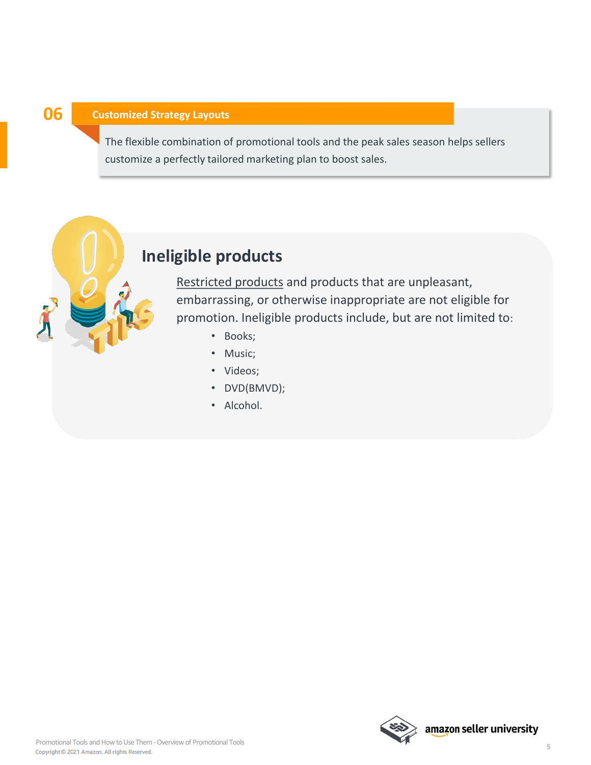## 06 Customized Strategy Layouts

The flexible combination of promotional tools and the peak sales season helps sellers customize a perfectly tailored marketing plan to boost sales.

## Ineligible products

Restricted products and products that are unpleasant, embarrassing, or otherwise inappropriate are not eligible for promotion. Ineligible products include, but are not limited to:

- Books;
- Music;
- Videos;
- DVD(BMVD);
- Alcohol.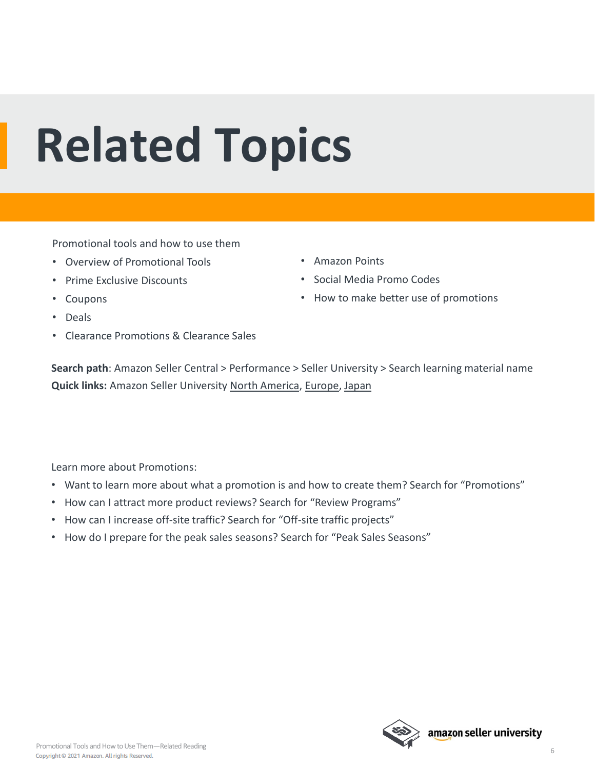# Related Topics

Promotional tools and how to use them

- Overview of Promotional Tools
- Prime Exclusive Discounts
- Coupons
- Deals
- Clearance Promotions & Clearance Sales
- Amazon Points
- Social Media Promo Codes
- How to make better use of promotions

**Search path**: Amazon Seller Central > Performance > Seller University > Search learning material name
**Quick links:** Amazon Seller University North America, Europe, Japan

Learn more about Promotions:

- Want to learn more about what a promotion is and how to create them? Search for "Promotions"
- How can I attract more product reviews? Search for "Review Programs"
- How can I increase off-site traffic? Search for "Off-site traffic projects"
- How do I prepare for the peak sales seasons? Search for "Peak Sales Seasons"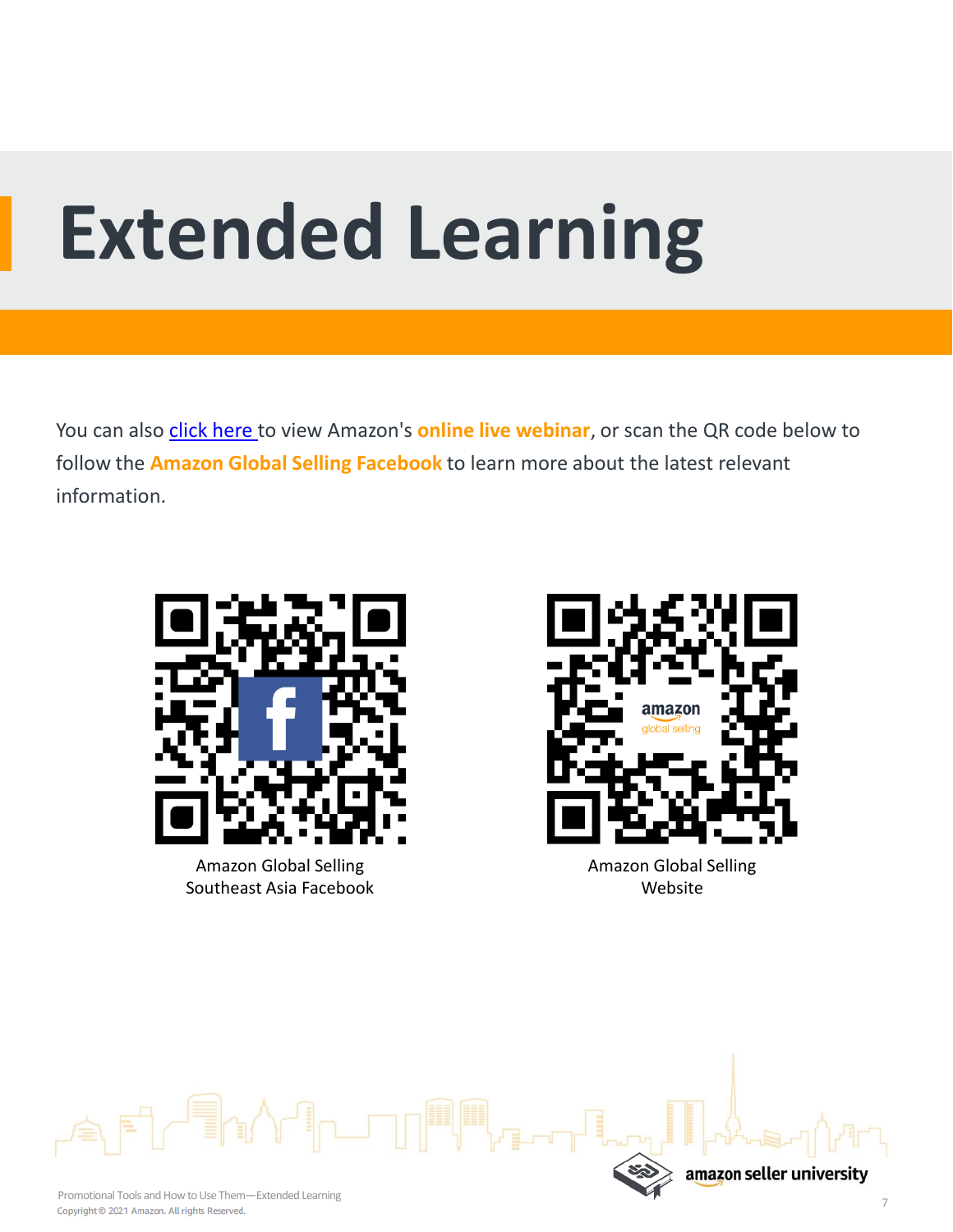# Extended Learning

You can also click here to view Amazon's **online live webinar**, or scan the QR code below to follow the **Amazon Global Selling Facebook** to learn more about the latest relevant information.

Amazon Global Selling
Southeast Asia Facebook

Amazon Global Selling
Website

Promotional Tools and How to Use Them—Extended Learning
Copyright © 2021 Amazon. All rights Reserved.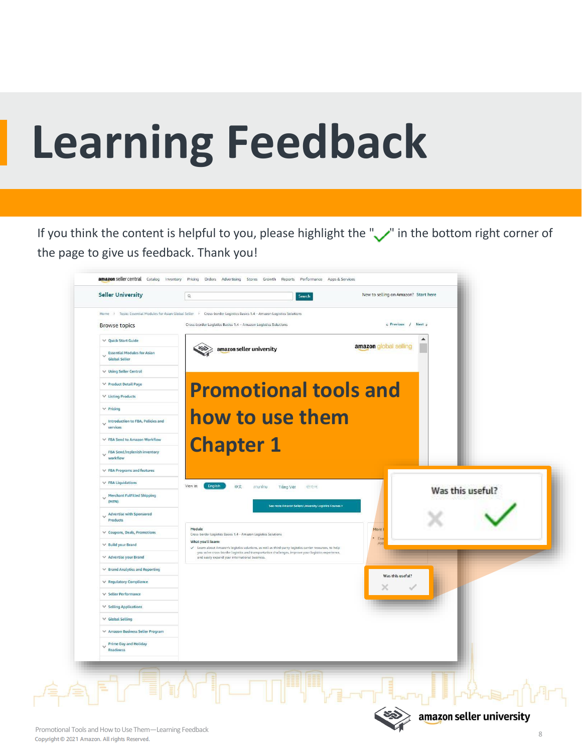# Learning Feedback

If you think the content is helpful to you, please highlight the "✓" in the bottom right corner of the page to give us feedback. Thank you!